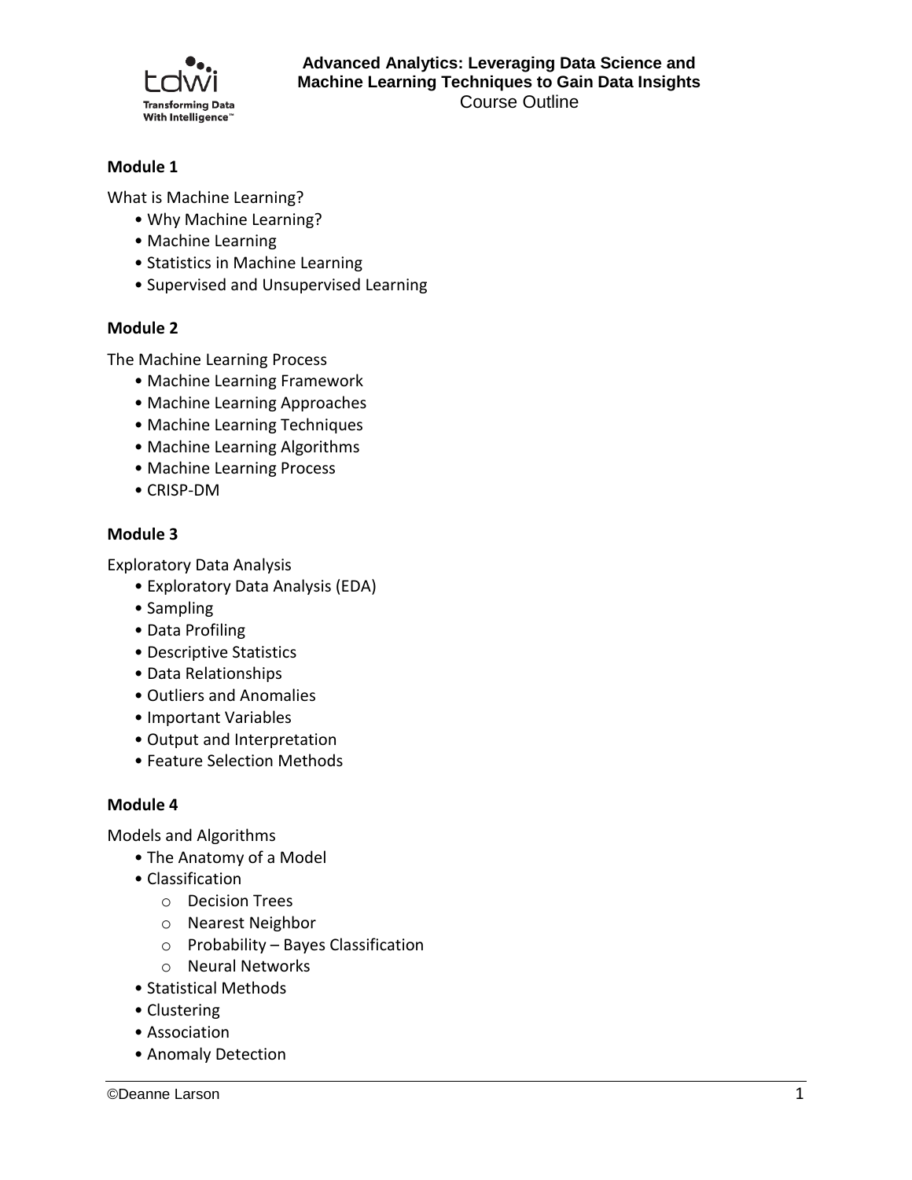# Advanced Analytics: Leveraging Data Science and Machine Learning Techniques to Gain Data Insights

Course Outline

**Module 1**

What is Machine Learning?

- Why Machine Learning?
- Machine Learning
- Statistics in Machine Learning
- Supervised and Unsupervised Learning

**Module 2**

The Machine Learning Process

- Machine Learning Framework
- Machine Learning Approaches
- Machine Learning Techniques
- Machine Learning Algorithms
- Machine Learning Process
- CRISP-DM

**Module 3**

Exploratory Data Analysis

- Exploratory Data Analysis (EDA)
- Sampling
- Data Profiling
- Descriptive Statistics
- Data Relationships
- Outliers and Anomalies
- Important Variables
- Output and Interpretation
- Feature Selection Methods

**Module 4**

Models and Algorithms

- The Anatomy of a Model
- Classification
  - Decision Trees
  - Nearest Neighbor
  - Probability – Bayes Classification
  - Neural Networks
- Statistical Methods
- Clustering
- Association
- Anomaly Detection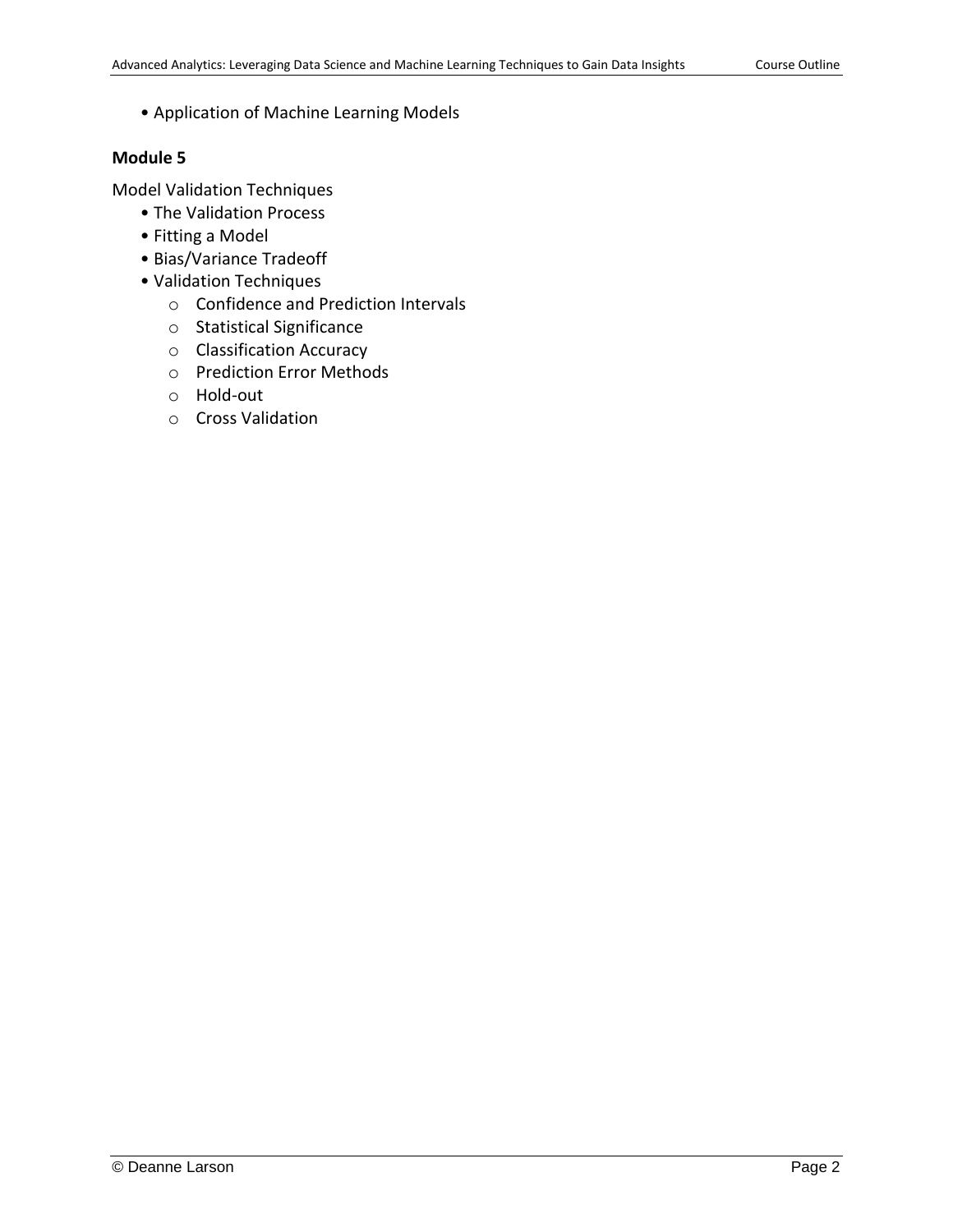- Application of Machine Learning Models

**Module 5**

Model Validation Techniques

- The Validation Process
- Fitting a Model
- Bias/Variance Tradeoff
- Validation Techniques
  - Confidence and Prediction Intervals
  - Statistical Significance
  - Classification Accuracy
  - Prediction Error Methods
  - Hold-out
  - Cross Validation